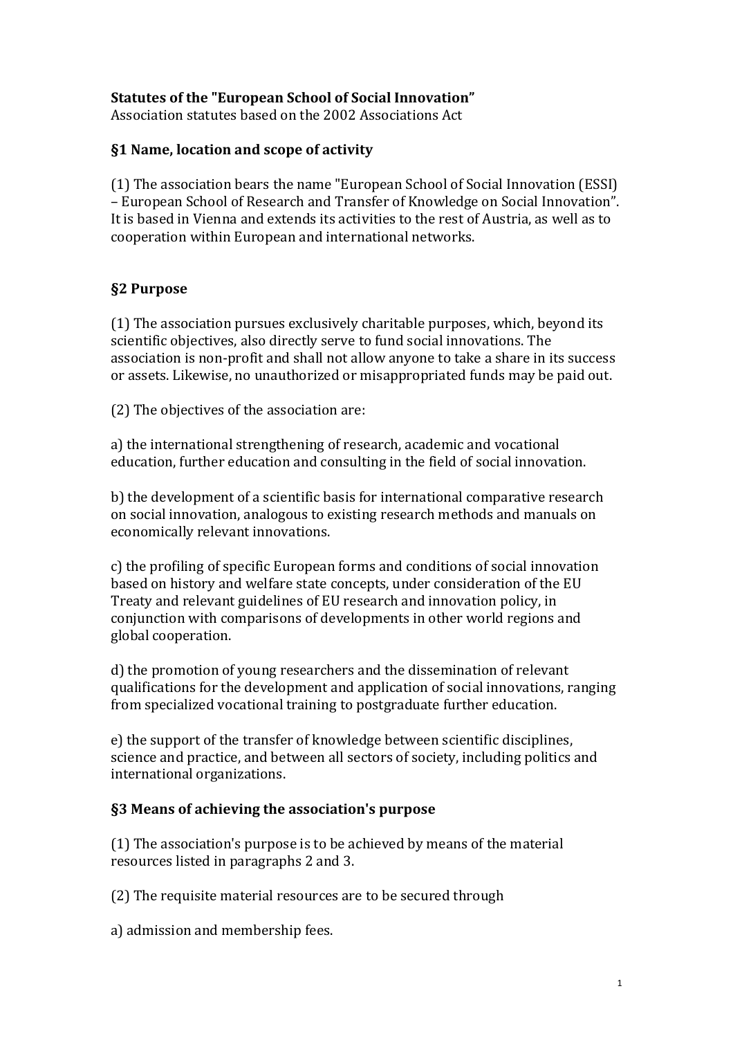**Statutes of the "European School of Social Innovation"**
Association statutes based on the 2002 Associations Act

## §1 Name, location and scope of activity

(1) The association bears the name "European School of Social Innovation (ESSI) – European School of Research and Transfer of Knowledge on Social Innovation". It is based in Vienna and extends its activities to the rest of Austria, as well as to cooperation within European and international networks.

## §2 Purpose

(1) The association pursues exclusively charitable purposes, which, beyond its scientific objectives, also directly serve to fund social innovations. The association is non-profit and shall not allow anyone to take a share in its success or assets. Likewise, no unauthorized or misappropriated funds may be paid out.

(2) The objectives of the association are:

a) the international strengthening of research, academic and vocational education, further education and consulting in the field of social innovation.

b) the development of a scientific basis for international comparative research on social innovation, analogous to existing research methods and manuals on economically relevant innovations.

c) the profiling of specific European forms and conditions of social innovation based on history and welfare state concepts, under consideration of the EU Treaty and relevant guidelines of EU research and innovation policy, in conjunction with comparisons of developments in other world regions and global cooperation.

d) the promotion of young researchers and the dissemination of relevant qualifications for the development and application of social innovations, ranging from specialized vocational training to postgraduate further education.

e) the support of the transfer of knowledge between scientific disciplines, science and practice, and between all sectors of society, including politics and international organizations.

## §3 Means of achieving the association's purpose

(1) The association's purpose is to be achieved by means of the material resources listed in paragraphs 2 and 3.

(2) The requisite material resources are to be secured through

a) admission and membership fees.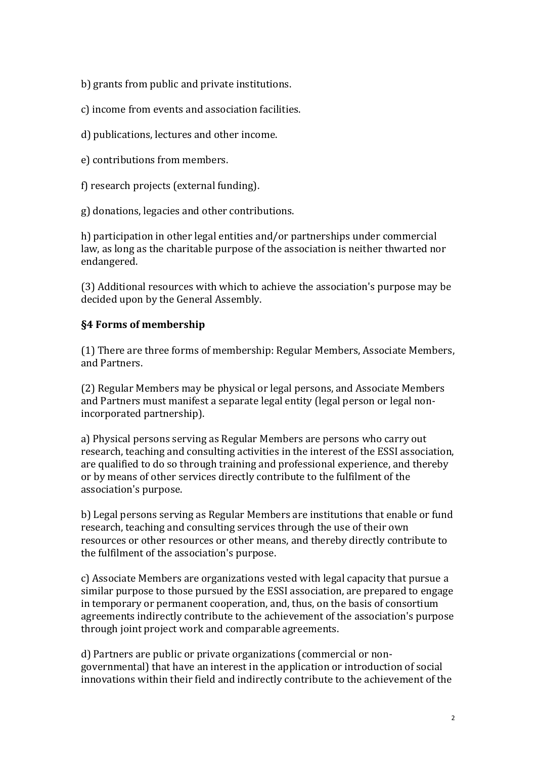b) grants from public and private institutions.

c) income from events and association facilities.

d) publications, lectures and other income.

e) contributions from members.

f) research projects (external funding).

g) donations, legacies and other contributions.

h) participation in other legal entities and/or partnerships under commercial law, as long as the charitable purpose of the association is neither thwarted nor endangered.

(3) Additional resources with which to achieve the association's purpose may be decided upon by the General Assembly.

## §4 Forms of membership

(1) There are three forms of membership: Regular Members, Associate Members, and Partners.

(2) Regular Members may be physical or legal persons, and Associate Members and Partners must manifest a separate legal entity (legal person or legal non-incorporated partnership).

a) Physical persons serving as Regular Members are persons who carry out research, teaching and consulting activities in the interest of the ESSI association, are qualified to do so through training and professional experience, and thereby or by means of other services directly contribute to the fulfilment of the association's purpose.

b) Legal persons serving as Regular Members are institutions that enable or fund research, teaching and consulting services through the use of their own resources or other resources or other means, and thereby directly contribute to the fulfilment of the association's purpose.

c) Associate Members are organizations vested with legal capacity that pursue a similar purpose to those pursued by the ESSI association, are prepared to engage in temporary or permanent cooperation, and, thus, on the basis of consortium agreements indirectly contribute to the achievement of the association's purpose through joint project work and comparable agreements.

d) Partners are public or private organizations (commercial or non-governmental) that have an interest in the application or introduction of social innovations within their field and indirectly contribute to the achievement of the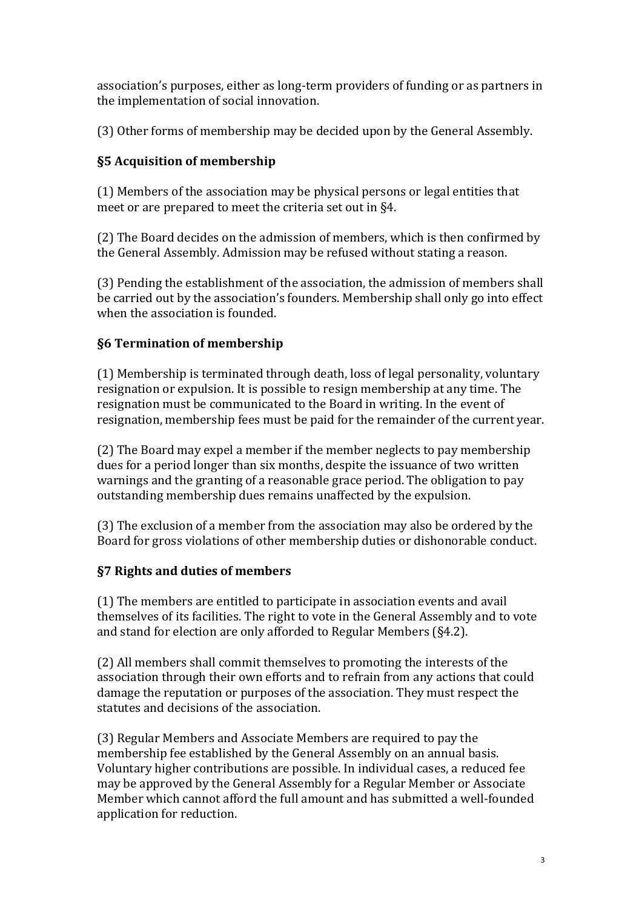association's purposes, either as long-term providers of funding or as partners in the implementation of social innovation.

(3) Other forms of membership may be decided upon by the General Assembly.

### §5 Acquisition of membership

(1) Members of the association may be physical persons or legal entities that meet or are prepared to meet the criteria set out in §4.

(2) The Board decides on the admission of members, which is then confirmed by the General Assembly. Admission may be refused without stating a reason.

(3) Pending the establishment of the association, the admission of members shall be carried out by the association's founders. Membership shall only go into effect when the association is founded.

### §6 Termination of membership

(1) Membership is terminated through death, loss of legal personality, voluntary resignation or expulsion. It is possible to resign membership at any time. The resignation must be communicated to the Board in writing. In the event of resignation, membership fees must be paid for the remainder of the current year.

(2) The Board may expel a member if the member neglects to pay membership dues for a period longer than six months, despite the issuance of two written warnings and the granting of a reasonable grace period. The obligation to pay outstanding membership dues remains unaffected by the expulsion.

(3) The exclusion of a member from the association may also be ordered by the Board for gross violations of other membership duties or dishonorable conduct.

### §7 Rights and duties of members

(1) The members are entitled to participate in association events and avail themselves of its facilities. The right to vote in the General Assembly and to vote and stand for election are only afforded to Regular Members (§4.2).

(2) All members shall commit themselves to promoting the interests of the association through their own efforts and to refrain from any actions that could damage the reputation or purposes of the association. They must respect the statutes and decisions of the association.

(3) Regular Members and Associate Members are required to pay the membership fee established by the General Assembly on an annual basis. Voluntary higher contributions are possible. In individual cases, a reduced fee may be approved by the General Assembly for a Regular Member or Associate Member which cannot afford the full amount and has submitted a well-founded application for reduction.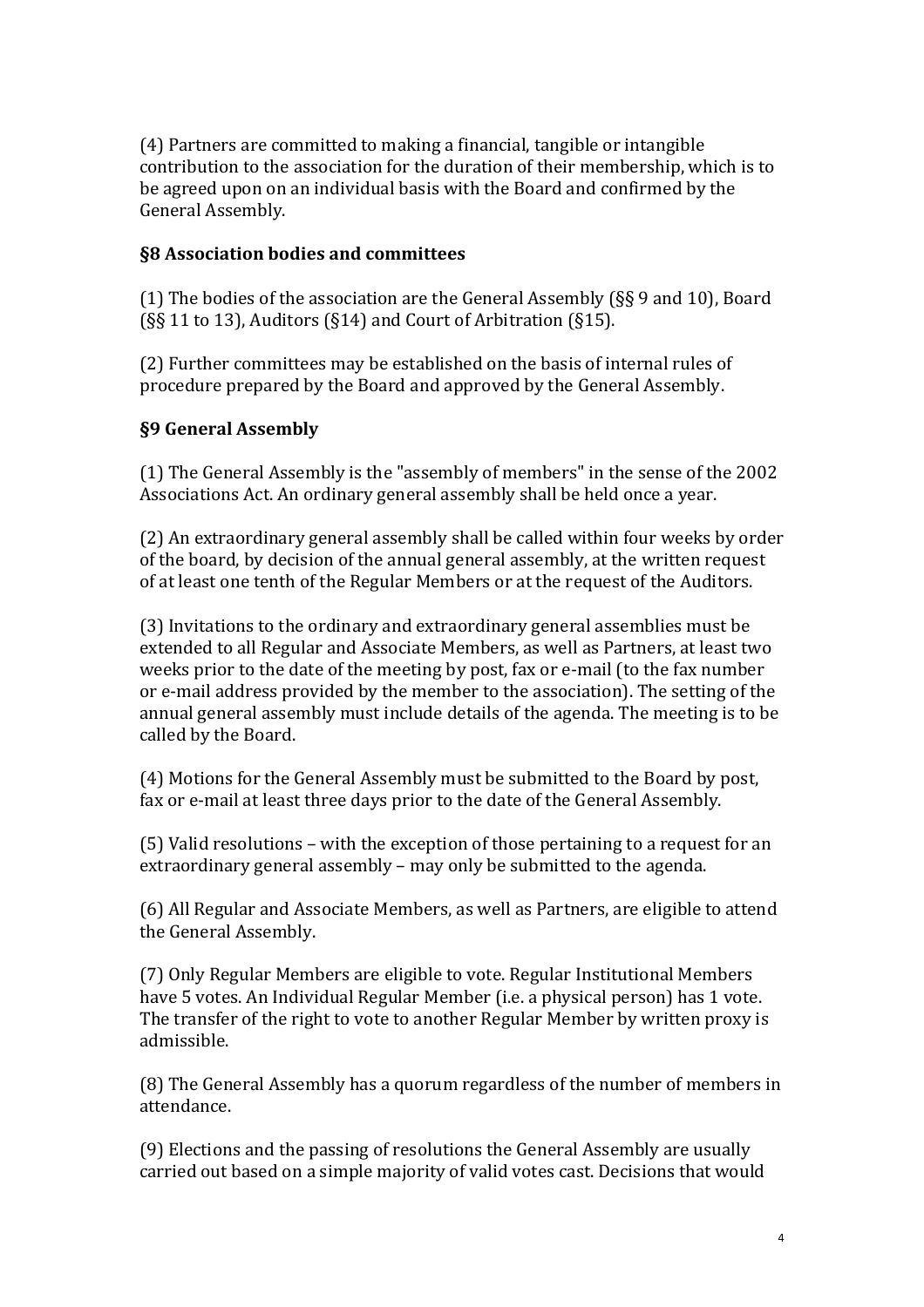(4) Partners are committed to making a financial, tangible or intangible contribution to the association for the duration of their membership, which is to be agreed upon on an individual basis with the Board and confirmed by the General Assembly.

### §8 Association bodies and committees

(1) The bodies of the association are the General Assembly (§§ 9 and 10), Board (§§ 11 to 13), Auditors (§14) and Court of Arbitration (§15).

(2) Further committees may be established on the basis of internal rules of procedure prepared by the Board and approved by the General Assembly.

### §9 General Assembly

(1) The General Assembly is the "assembly of members" in the sense of the 2002 Associations Act. An ordinary general assembly shall be held once a year.

(2) An extraordinary general assembly shall be called within four weeks by order of the board, by decision of the annual general assembly, at the written request of at least one tenth of the Regular Members or at the request of the Auditors.

(3) Invitations to the ordinary and extraordinary general assemblies must be extended to all Regular and Associate Members, as well as Partners, at least two weeks prior to the date of the meeting by post, fax or e-mail (to the fax number or e-mail address provided by the member to the association). The setting of the annual general assembly must include details of the agenda. The meeting is to be called by the Board.

(4) Motions for the General Assembly must be submitted to the Board by post, fax or e-mail at least three days prior to the date of the General Assembly.

(5) Valid resolutions – with the exception of those pertaining to a request for an extraordinary general assembly – may only be submitted to the agenda.

(6) All Regular and Associate Members, as well as Partners, are eligible to attend the General Assembly.

(7) Only Regular Members are eligible to vote. Regular Institutional Members have 5 votes. An Individual Regular Member (i.e. a physical person) has 1 vote. The transfer of the right to vote to another Regular Member by written proxy is admissible.

(8) The General Assembly has a quorum regardless of the number of members in attendance.

(9) Elections and the passing of resolutions the General Assembly are usually carried out based on a simple majority of valid votes cast. Decisions that would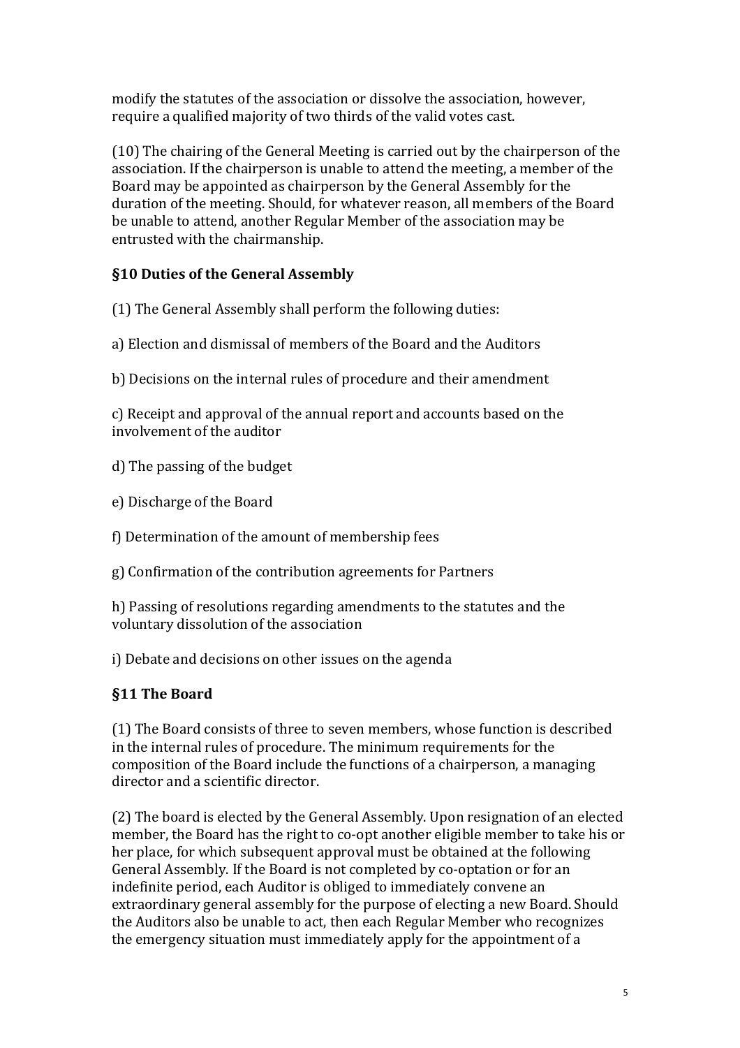modify the statutes of the association or dissolve the association, however, require a qualified majority of two thirds of the valid votes cast.

(10) The chairing of the General Meeting is carried out by the chairperson of the association. If the chairperson is unable to attend the meeting, a member of the Board may be appointed as chairperson by the General Assembly for the duration of the meeting. Should, for whatever reason, all members of the Board be unable to attend, another Regular Member of the association may be entrusted with the chairmanship.

### §10 Duties of the General Assembly

(1) The General Assembly shall perform the following duties:

a) Election and dismissal of members of the Board and the Auditors

b) Decisions on the internal rules of procedure and their amendment

c) Receipt and approval of the annual report and accounts based on the involvement of the auditor

d) The passing of the budget

e) Discharge of the Board

f) Determination of the amount of membership fees

g) Confirmation of the contribution agreements for Partners

h) Passing of resolutions regarding amendments to the statutes and the voluntary dissolution of the association

i) Debate and decisions on other issues on the agenda

### §11 The Board

(1) The Board consists of three to seven members, whose function is described in the internal rules of procedure. The minimum requirements for the composition of the Board include the functions of a chairperson, a managing director and a scientific director.

(2) The board is elected by the General Assembly. Upon resignation of an elected member, the Board has the right to co-opt another eligible member to take his or her place, for which subsequent approval must be obtained at the following General Assembly. If the Board is not completed by co-optation or for an indefinite period, each Auditor is obliged to immediately convene an extraordinary general assembly for the purpose of electing a new Board. Should the Auditors also be unable to act, then each Regular Member who recognizes the emergency situation must immediately apply for the appointment of a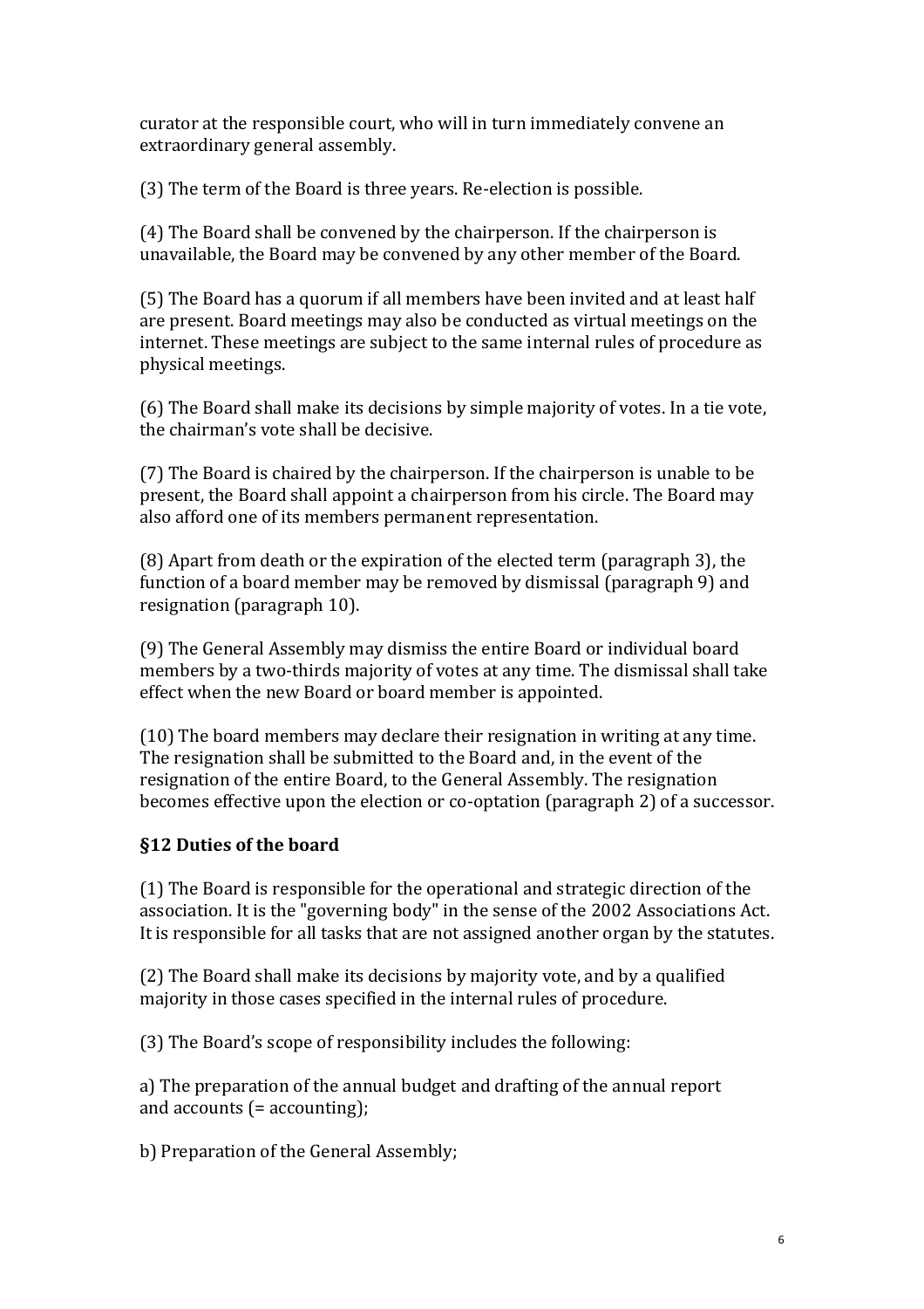curator at the responsible court, who will in turn immediately convene an extraordinary general assembly.

(3) The term of the Board is three years. Re-election is possible.

(4) The Board shall be convened by the chairperson. If the chairperson is unavailable, the Board may be convened by any other member of the Board.

(5) The Board has a quorum if all members have been invited and at least half are present. Board meetings may also be conducted as virtual meetings on the internet. These meetings are subject to the same internal rules of procedure as physical meetings.

(6) The Board shall make its decisions by simple majority of votes. In a tie vote, the chairman's vote shall be decisive.

(7) The Board is chaired by the chairperson. If the chairperson is unable to be present, the Board shall appoint a chairperson from his circle. The Board may also afford one of its members permanent representation.

(8) Apart from death or the expiration of the elected term (paragraph 3), the function of a board member may be removed by dismissal (paragraph 9) and resignation (paragraph 10).

(9) The General Assembly may dismiss the entire Board or individual board members by a two-thirds majority of votes at any time. The dismissal shall take effect when the new Board or board member is appointed.

(10) The board members may declare their resignation in writing at any time. The resignation shall be submitted to the Board and, in the event of the resignation of the entire Board, to the General Assembly. The resignation becomes effective upon the election or co-optation (paragraph 2) of a successor.

### §12 Duties of the board

(1) The Board is responsible for the operational and strategic direction of the association. It is the "governing body" in the sense of the 2002 Associations Act. It is responsible for all tasks that are not assigned another organ by the statutes.

(2) The Board shall make its decisions by majority vote, and by a qualified majority in those cases specified in the internal rules of procedure.

(3) The Board's scope of responsibility includes the following:

a) The preparation of the annual budget and drafting of the annual report and accounts (= accounting);

b) Preparation of the General Assembly;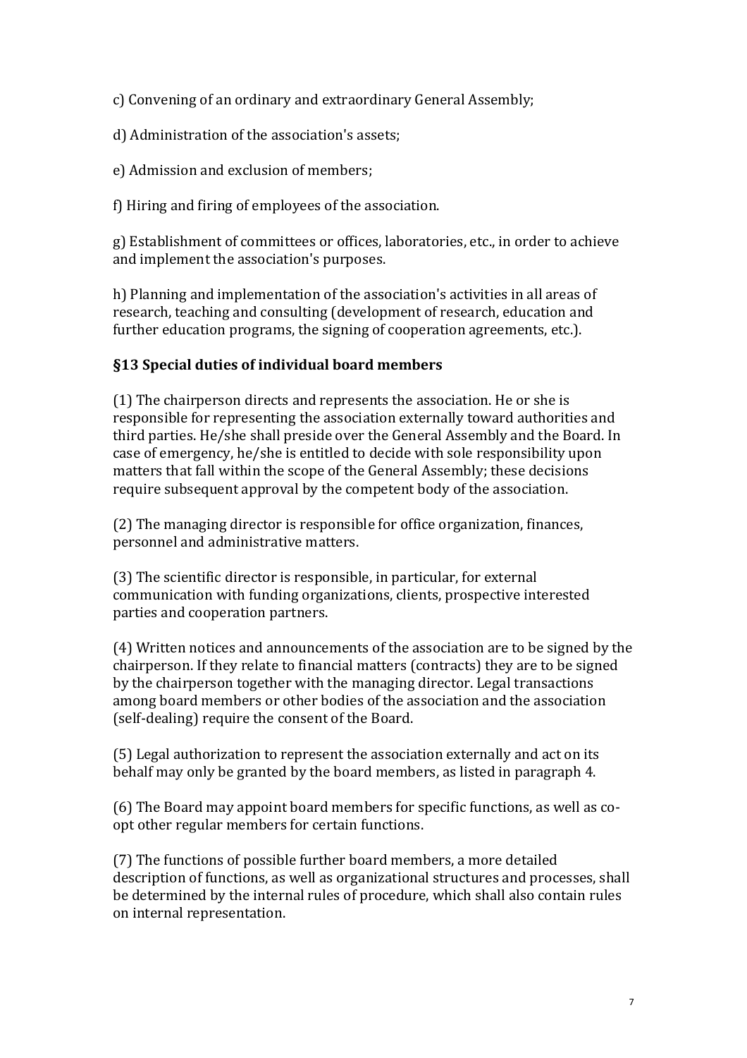c) Convening of an ordinary and extraordinary General Assembly;

d) Administration of the association's assets;

e) Admission and exclusion of members;

f) Hiring and firing of employees of the association.

g) Establishment of committees or offices, laboratories, etc., in order to achieve and implement the association's purposes.

h) Planning and implementation of the association's activities in all areas of research, teaching and consulting (development of research, education and further education programs, the signing of cooperation agreements, etc.).

### §13 Special duties of individual board members

(1) The chairperson directs and represents the association. He or she is responsible for representing the association externally toward authorities and third parties. He/she shall preside over the General Assembly and the Board. In case of emergency, he/she is entitled to decide with sole responsibility upon matters that fall within the scope of the General Assembly; these decisions require subsequent approval by the competent body of the association.

(2) The managing director is responsible for office organization, finances, personnel and administrative matters.

(3) The scientific director is responsible, in particular, for external communication with funding organizations, clients, prospective interested parties and cooperation partners.

(4) Written notices and announcements of the association are to be signed by the chairperson. If they relate to financial matters (contracts) they are to be signed by the chairperson together with the managing director. Legal transactions among board members or other bodies of the association and the association (self-dealing) require the consent of the Board.

(5) Legal authorization to represent the association externally and act on its behalf may only be granted by the board members, as listed in paragraph 4.

(6) The Board may appoint board members for specific functions, as well as co-opt other regular members for certain functions.

(7) The functions of possible further board members, a more detailed description of functions, as well as organizational structures and processes, shall be determined by the internal rules of procedure, which shall also contain rules on internal representation.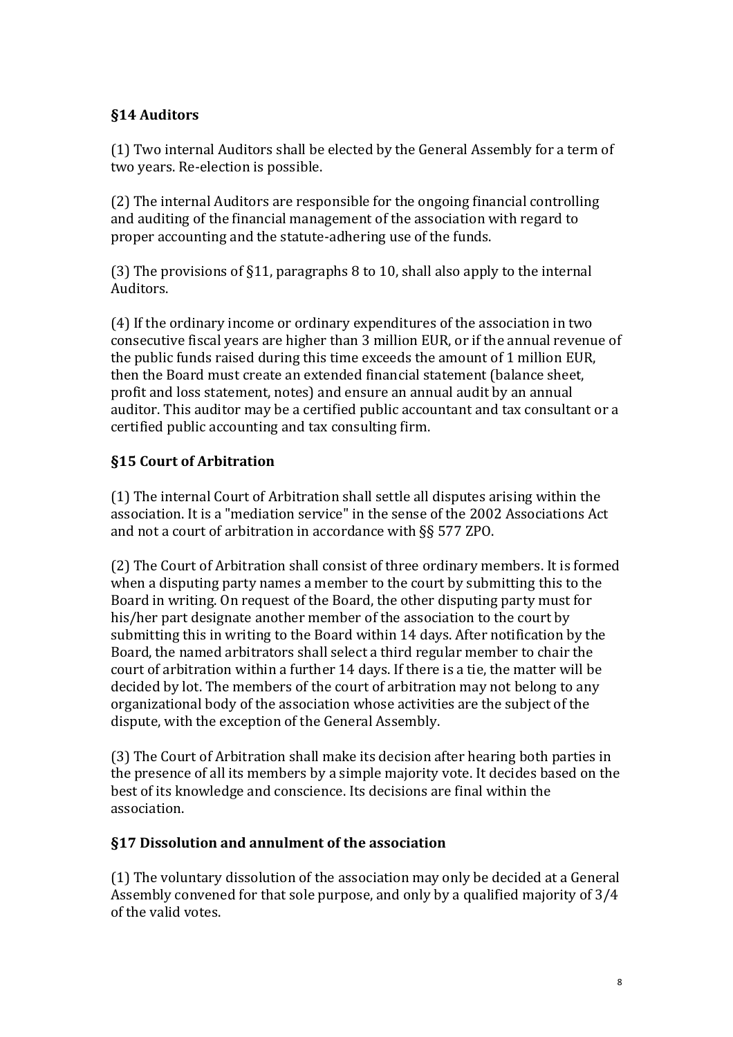## §14 Auditors

(1) Two internal Auditors shall be elected by the General Assembly for a term of two years. Re-election is possible.

(2) The internal Auditors are responsible for the ongoing financial controlling and auditing of the financial management of the association with regard to proper accounting and the statute-adhering use of the funds.

(3) The provisions of §11, paragraphs 8 to 10, shall also apply to the internal Auditors.

(4) If the ordinary income or ordinary expenditures of the association in two consecutive fiscal years are higher than 3 million EUR, or if the annual revenue of the public funds raised during this time exceeds the amount of 1 million EUR, then the Board must create an extended financial statement (balance sheet, profit and loss statement, notes) and ensure an annual audit by an annual auditor. This auditor may be a certified public accountant and tax consultant or a certified public accounting and tax consulting firm.

## §15 Court of Arbitration

(1) The internal Court of Arbitration shall settle all disputes arising within the association. It is a "mediation service" in the sense of the 2002 Associations Act and not a court of arbitration in accordance with §§ 577 ZPO.

(2) The Court of Arbitration shall consist of three ordinary members. It is formed when a disputing party names a member to the court by submitting this to the Board in writing. On request of the Board, the other disputing party must for his/her part designate another member of the association to the court by submitting this in writing to the Board within 14 days. After notification by the Board, the named arbitrators shall select a third regular member to chair the court of arbitration within a further 14 days. If there is a tie, the matter will be decided by lot. The members of the court of arbitration may not belong to any organizational body of the association whose activities are the subject of the dispute, with the exception of the General Assembly.

(3) The Court of Arbitration shall make its decision after hearing both parties in the presence of all its members by a simple majority vote. It decides based on the best of its knowledge and conscience. Its decisions are final within the association.

## §17 Dissolution and annulment of the association

(1) The voluntary dissolution of the association may only be decided at a General Assembly convened for that sole purpose, and only by a qualified majority of 3/4 of the valid votes.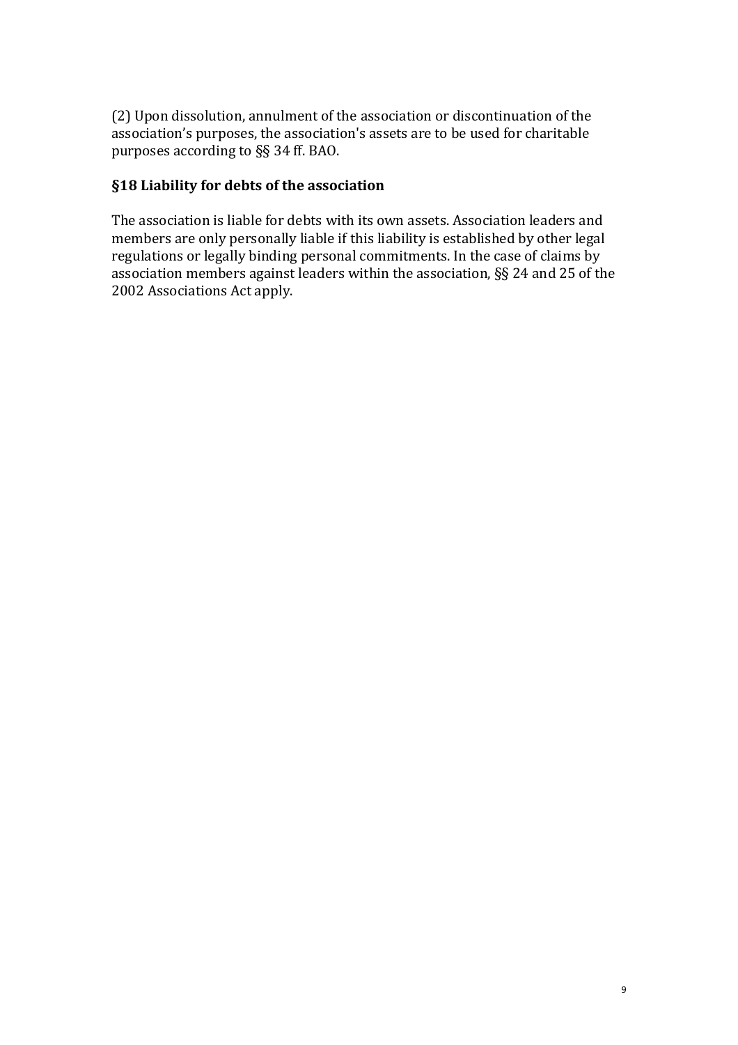(2) Upon dissolution, annulment of the association or discontinuation of the association’s purposes, the association's assets are to be used for charitable purposes according to §§ 34 ff. BAO.

## §18 Liability for debts of the association

The association is liable for debts with its own assets. Association leaders and members are only personally liable if this liability is established by other legal regulations or legally binding personal commitments. In the case of claims by association members against leaders within the association, §§ 24 and 25 of the 2002 Associations Act apply.